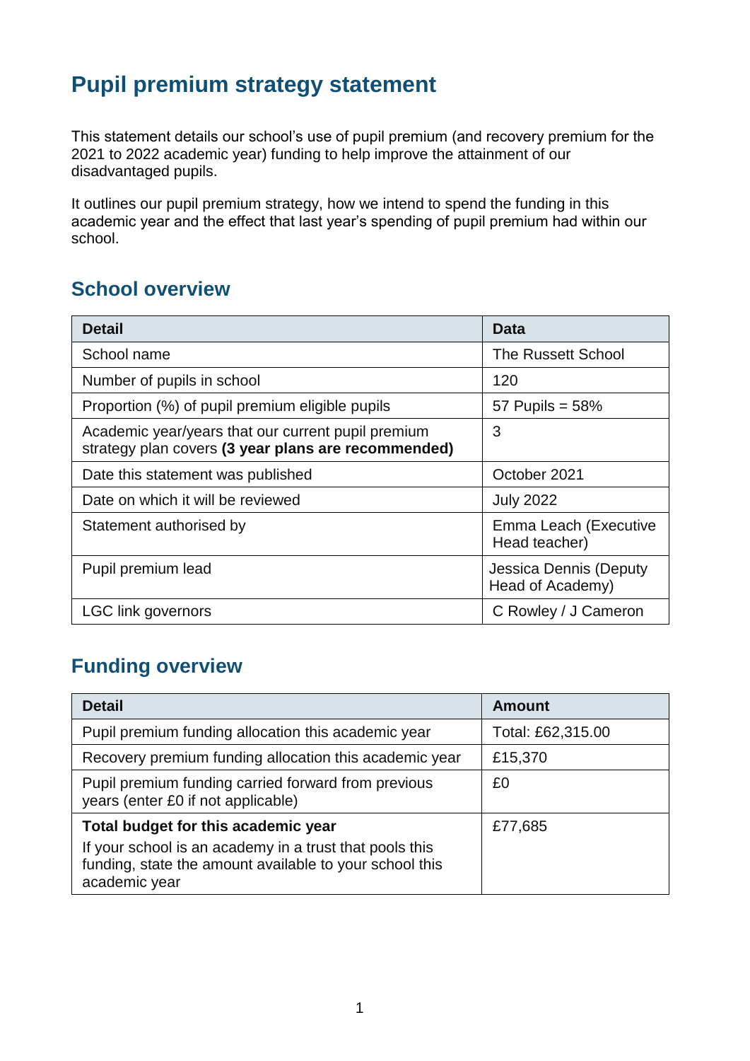# Pupil premium strategy statement

This statement details our school's use of pupil premium (and recovery premium for the 2021 to 2022 academic year) funding to help improve the attainment of our disadvantaged pupils.

It outlines our pupil premium strategy, how we intend to spend the funding in this academic year and the effect that last year's spending of pupil premium had within our school.

## School overview

| Detail | Data |
|---|---|
| School name | The Russett School |
| Number of pupils in school | 120 |
| Proportion (%) of pupil premium eligible pupils | 57 Pupils = 58% |
| Academic year/years that our current pupil premium strategy plan covers **(3 year plans are recommended)** | 3 |
| Date this statement was published | October 2021 |
| Date on which it will be reviewed | July 2022 |
| Statement authorised by | Emma Leach (Executive Head teacher) |
| Pupil premium lead | Jessica Dennis (Deputy Head of Academy) |
| LGC link governors | C Rowley / J Cameron |

## Funding overview

| Detail | Amount |
|---|---|
| Pupil premium funding allocation this academic year | Total: £62,315.00 |
| Recovery premium funding allocation this academic year | £15,370 |
| Pupil premium funding carried forward from previous years (enter £0 if not applicable) | £0 |
| **Total budget for this academic year**<br>If your school is an academy in a trust that pools this funding, state the amount available to your school this academic year | £77,685 |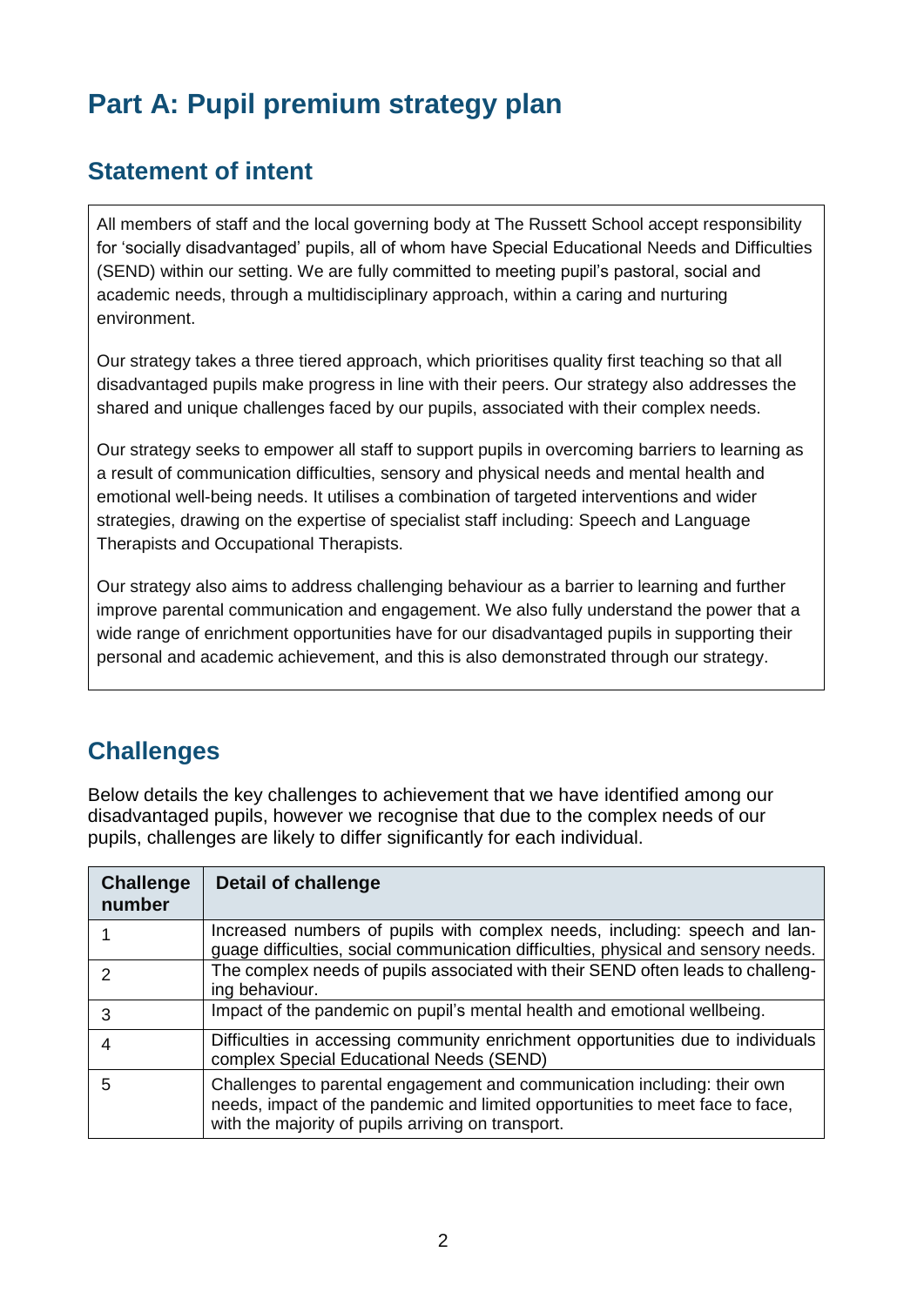# Part A: Pupil premium strategy plan

## Statement of intent

All members of staff and the local governing body at The Russett School accept responsibility for 'socially disadvantaged' pupils, all of whom have Special Educational Needs and Difficulties (SEND) within our setting. We are fully committed to meeting pupil's pastoral, social and academic needs, through a multidisciplinary approach, within a caring and nurturing environment.

Our strategy takes a three tiered approach, which prioritises quality first teaching so that all disadvantaged pupils make progress in line with their peers. Our strategy also addresses the shared and unique challenges faced by our pupils, associated with their complex needs.

Our strategy seeks to empower all staff to support pupils in overcoming barriers to learning as a result of communication difficulties, sensory and physical needs and mental health and emotional well-being needs. It utilises a combination of targeted interventions and wider strategies, drawing on the expertise of specialist staff including: Speech and Language Therapists and Occupational Therapists.

Our strategy also aims to address challenging behaviour as a barrier to learning and further improve parental communication and engagement. We also fully understand the power that a wide range of enrichment opportunities have for our disadvantaged pupils in supporting their personal and academic achievement, and this is also demonstrated through our strategy.

## Challenges

Below details the key challenges to achievement that we have identified among our disadvantaged pupils, however we recognise that due to the complex needs of our pupils, challenges are likely to differ significantly for each individual.

| Challenge number | Detail of challenge |
|---|---|
| 1 | Increased numbers of pupils with complex needs, including: speech and language difficulties, social communication difficulties, physical and sensory needs. |
| 2 | The complex needs of pupils associated with their SEND often leads to challenging behaviour. |
| 3 | Impact of the pandemic on pupil's mental health and emotional wellbeing. |
| 4 | Difficulties in accessing community enrichment opportunities due to individuals complex Special Educational Needs (SEND) |
| 5 | Challenges to parental engagement and communication including: their own needs, impact of the pandemic and limited opportunities to meet face to face, with the majority of pupils arriving on transport. |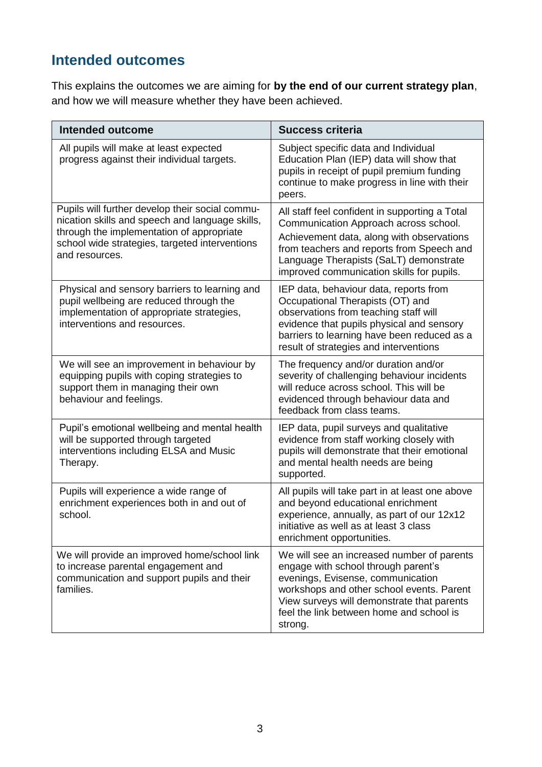## Intended outcomes

This explains the outcomes we are aiming for **by the end of our current strategy plan**, and how we will measure whether they have been achieved.

| Intended outcome | Success criteria |
|---|---|
| All pupils will make at least expected progress against their individual targets. | Subject specific data and Individual Education Plan (IEP) data will show that pupils in receipt of pupil premium funding continue to make progress in line with their peers. |
| Pupils will further develop their social communication skills and speech and language skills, through the implementation of appropriate school wide strategies, targeted interventions and resources. | All staff feel confident in supporting a Total Communication Approach across school. Achievement data, along with observations from teachers and reports from Speech and Language Therapists (SaLT) demonstrate improved communication skills for pupils. |
| Physical and sensory barriers to learning and pupil wellbeing are reduced through the implementation of appropriate strategies, interventions and resources. | IEP data, behaviour data, reports from Occupational Therapists (OT) and observations from teaching staff will evidence that pupils physical and sensory barriers to learning have been reduced as a result of strategies and interventions |
| We will see an improvement in behaviour by equipping pupils with coping strategies to support them in managing their own behaviour and feelings. | The frequency and/or duration and/or severity of challenging behaviour incidents will reduce across school. This will be evidenced through behaviour data and feedback from class teams. |
| Pupil's emotional wellbeing and mental health will be supported through targeted interventions including ELSA and Music Therapy. | IEP data, pupil surveys and qualitative evidence from staff working closely with pupils will demonstrate that their emotional and mental health needs are being supported. |
| Pupils will experience a wide range of enrichment experiences both in and out of school. | All pupils will take part in at least one above and beyond educational enrichment experience, annually, as part of our 12x12 initiative as well as at least 3 class enrichment opportunities. |
| We will provide an improved home/school link to increase parental engagement and communication and support pupils and their families. | We will see an increased number of parents engage with school through parent's evenings, Evisense, communication workshops and other school events. Parent View surveys will demonstrate that parents feel the link between home and school is strong. |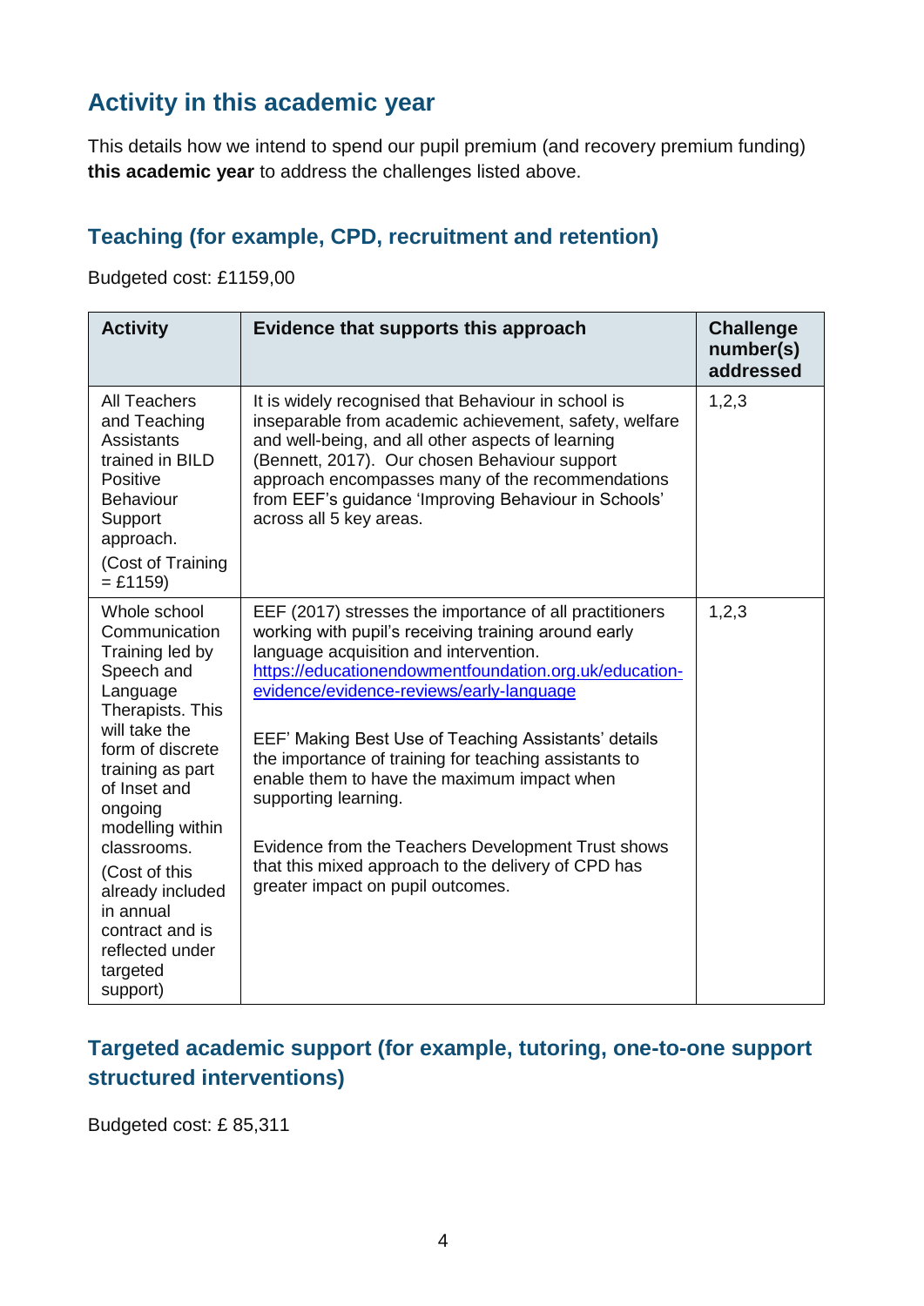## Activity in this academic year

This details how we intend to spend our pupil premium (and recovery premium funding) **this academic year** to address the challenges listed above.

### Teaching (for example, CPD, recruitment and retention)

Budgeted cost: £1159,00

| Activity | Evidence that supports this approach | Challenge number(s) addressed |
|---|---|---|
| All Teachers and Teaching Assistants trained in BILD Positive Behaviour Support approach.<br>(Cost of Training = £1159) | It is widely recognised that Behaviour in school is inseparable from academic achievement, safety, welfare and well-being, and all other aspects of learning (Bennett, 2017). Our chosen Behaviour support approach encompasses many of the recommendations from EEF's guidance 'Improving Behaviour in Schools' across all 5 key areas. | 1,2,3 |
| Whole school Communication Training led by Speech and Language Therapists. This will take the form of discrete training as part of Inset and ongoing modelling within classrooms.<br>(Cost of this already included in annual contract and is reflected under targeted support) | EEF (2017) stresses the importance of all practitioners working with pupil's receiving training around early language acquisition and intervention. [https://educationendowmentfoundation.org.uk/education-evidence/evidence-reviews/early-language](https://educationendowmentfoundation.org.uk/education-evidence/evidence-reviews/early-language)<br><br>EEF' Making Best Use of Teaching Assistants' details the importance of training for teaching assistants to enable them to have the maximum impact when supporting learning.<br><br>Evidence from the Teachers Development Trust shows that this mixed approach to the delivery of CPD has greater impact on pupil outcomes. | 1,2,3 |

### Targeted academic support (for example, tutoring, one-to-one support structured interventions)

Budgeted cost: £ 85,311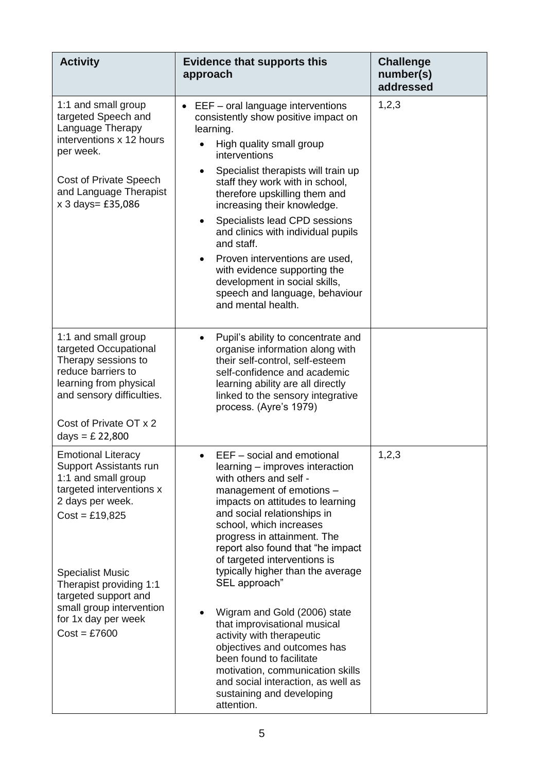| Activity | Evidence that supports this approach | Challenge number(s) addressed |
|---|---|---|
| 1:1 and small group targeted Speech and Language Therapy interventions x 12 hours per week.<br><br>Cost of Private Speech and Language Therapist x 3 days= £35,086 | • EEF – oral language interventions consistently show positive impact on learning.<br>• High quality small group interventions<br>• Specialist therapists will train up staff they work with in school, therefore upskilling them and increasing their knowledge.<br>• Specialists lead CPD sessions and clinics with individual pupils and staff.<br>• Proven interventions are used, with evidence supporting the development in social skills, speech and language, behaviour and mental health. | 1,2,3 |
| 1:1 and small group targeted Occupational Therapy sessions to reduce barriers to learning from physical and sensory difficulties.<br><br>Cost of Private OT x 2 days = £ 22,800 | • Pupil's ability to concentrate and organise information along with their self-control, self-esteem self-confidence and academic learning ability are all directly linked to the sensory integrative process. (Ayre's 1979) | |
| Emotional Literacy Support Assistants run 1:1 and small group targeted interventions x 2 days per week.<br>Cost = £19,825<br><br>Specialist Music Therapist providing 1:1 targeted support and small group intervention for 1x day per week<br>Cost = £7600 | • EEF – social and emotional learning – improves interaction with others and self - management of emotions – impacts on attitudes to learning and social relationships in school, which increases progress in attainment. The report also found that "he impact of targeted interventions is typically higher than the average SEL approach"<br><br>• Wigram and Gold (2006) state that improvisational musical activity with therapeutic objectives and outcomes has been found to facilitate motivation, communication skills and social interaction, as well as sustaining and developing attention. | 1,2,3 |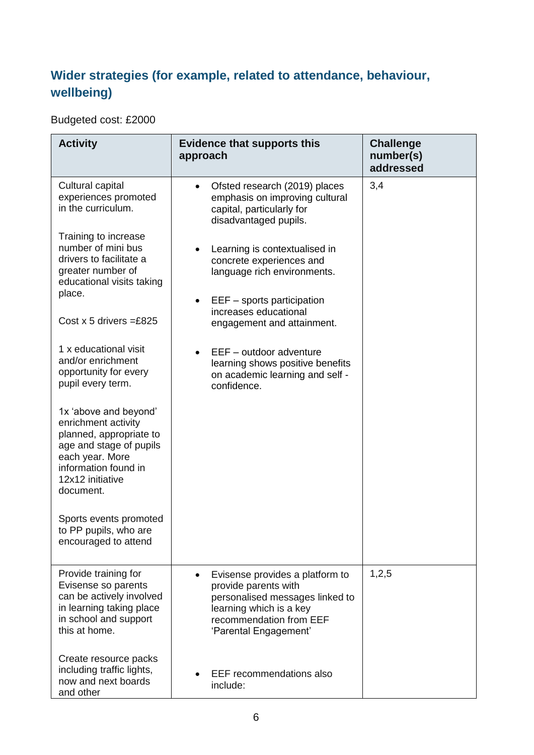### Wider strategies (for example, related to attendance, behaviour, wellbeing)

Budgeted cost: £2000

| Activity | Evidence that supports this approach | Challenge number(s) addressed |
|---|---|---|
| Cultural capital experiences promoted in the curriculum.<br><br>Training to increase number of mini bus drivers to facilitate a greater number of educational visits taking place.<br><br>Cost x 5 drivers =£825<br><br>1 x educational visit and/or enrichment opportunity for every pupil every term.<br><br>1x 'above and beyond' enrichment activity planned, appropriate to age and stage of pupils each year. More information found in 12x12 initiative document.<br><br>Sports events promoted to PP pupils, who are encouraged to attend | • Ofsted research (2019) places emphasis on improving cultural capital, particularly for disadvantaged pupils.<br><br>• Learning is contextualised in concrete experiences and language rich environments.<br><br>• EEF – sports participation increases educational engagement and attainment.<br><br>• EEF – outdoor adventure learning shows positive benefits on academic learning and self - confidence. | 3,4 |
| Provide training for Evisense so parents can be actively involved in learning taking place in school and support this at home.<br><br>Create resource packs including traffic lights, now and next boards and other | • Evisense provides a platform to provide parents with personalised messages linked to learning which is a key recommendation from EEF 'Parental Engagement'<br><br>• EEF recommendations also include: | 1,2,5 |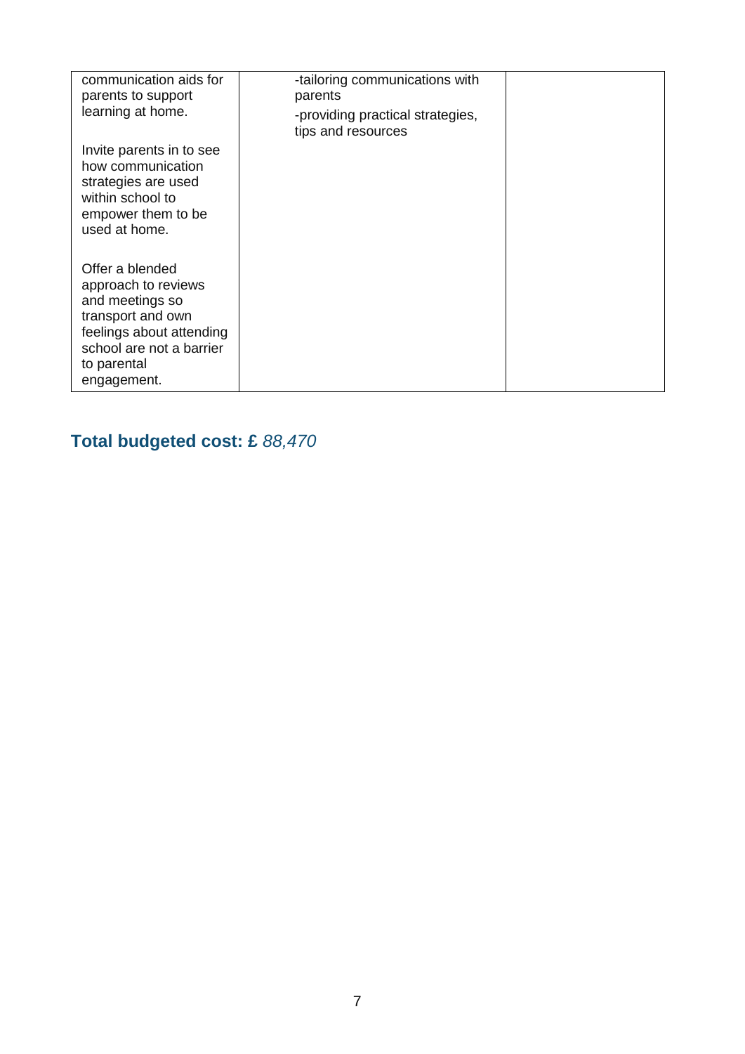| | | |
|---|---|---|
| communication aids for parents to support learning at home.<br><br>Invite parents in to see how communication strategies are used within school to empower them to be used at home.<br><br>Offer a blended approach to reviews and meetings so transport and own feelings about attending school are not a barrier to parental engagement. | -tailoring communications with parents<br><br>-providing practical strategies, tips and resources | |

**Total budgeted cost: £** *88,470*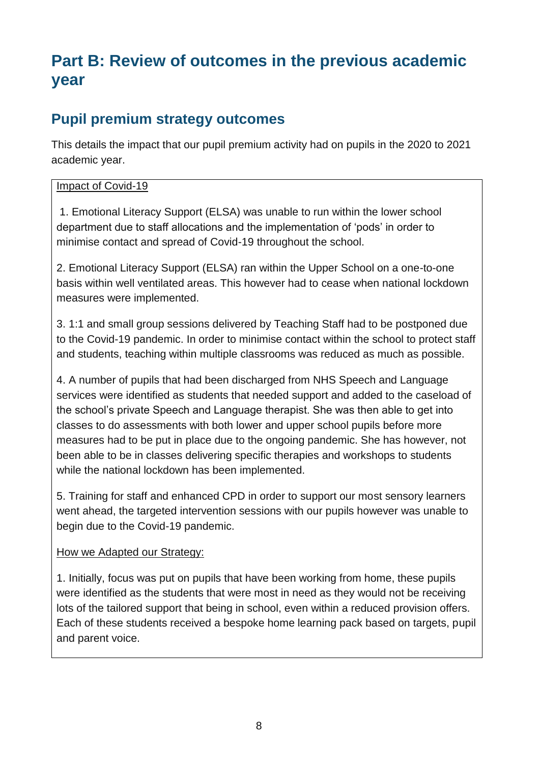# Part B: Review of outcomes in the previous academic year

## Pupil premium strategy outcomes

This details the impact that our pupil premium activity had on pupils in the 2020 to 2021 academic year.

Impact of Covid-19

1. Emotional Literacy Support (ELSA) was unable to run within the lower school department due to staff allocations and the implementation of 'pods' in order to minimise contact and spread of Covid-19 throughout the school.

2. Emotional Literacy Support (ELSA) ran within the Upper School on a one-to-one basis within well ventilated areas. This however had to cease when national lockdown measures were implemented.

3. 1:1 and small group sessions delivered by Teaching Staff had to be postponed due to the Covid-19 pandemic. In order to minimise contact within the school to protect staff and students, teaching within multiple classrooms was reduced as much as possible.

4. A number of pupils that had been discharged from NHS Speech and Language services were identified as students that needed support and added to the caseload of the school's private Speech and Language therapist. She was then able to get into classes to do assessments with both lower and upper school pupils before more measures had to be put in place due to the ongoing pandemic. She has however, not been able to be in classes delivering specific therapies and workshops to students while the national lockdown has been implemented.

5. Training for staff and enhanced CPD in order to support our most sensory learners went ahead, the targeted intervention sessions with our pupils however was unable to begin due to the Covid-19 pandemic.

How we Adapted our Strategy:

1. Initially, focus was put on pupils that have been working from home, these pupils were identified as the students that were most in need as they would not be receiving lots of the tailored support that being in school, even within a reduced provision offers. Each of these students received a bespoke home learning pack based on targets, pupil and parent voice.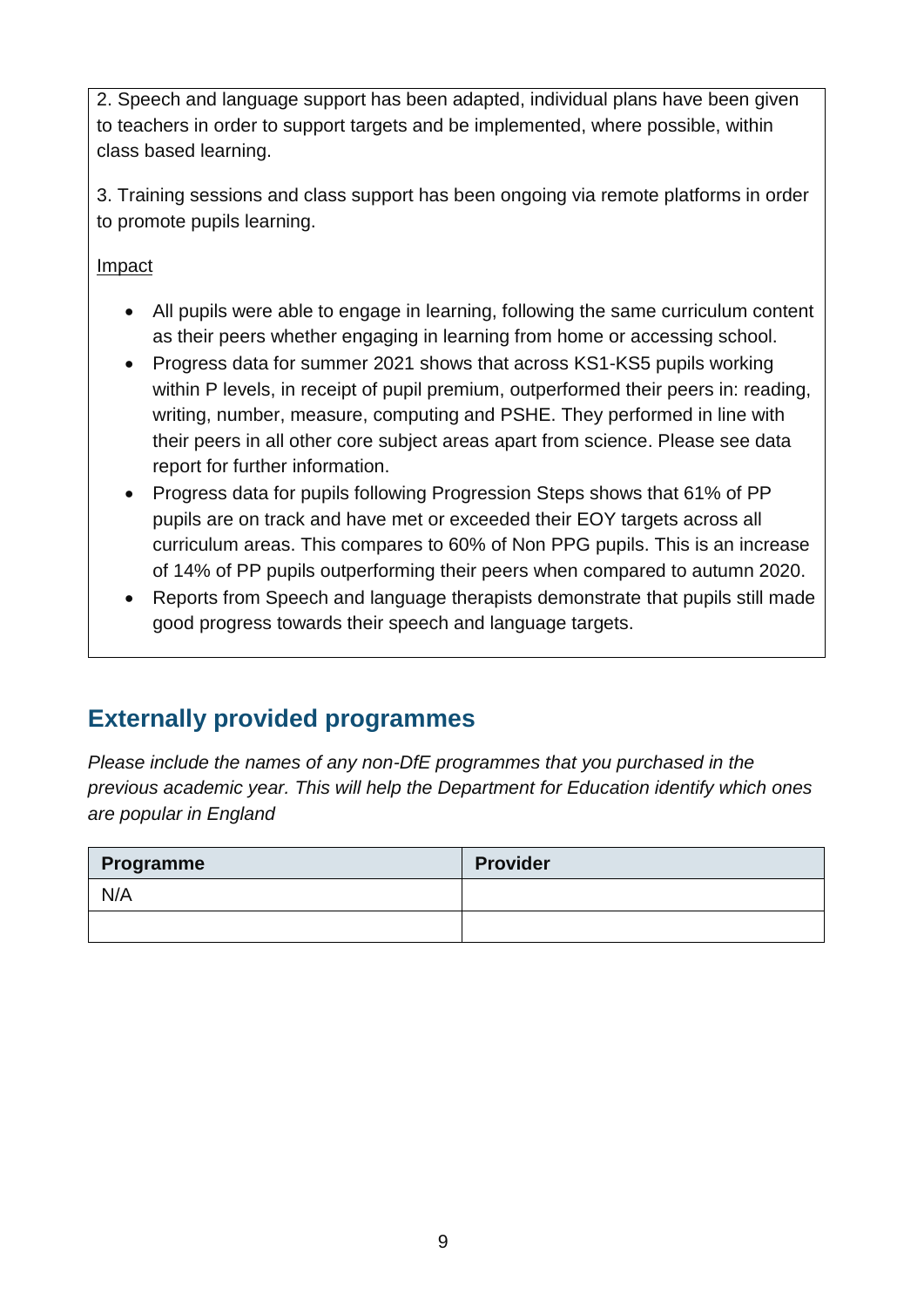2. Speech and language support has been adapted, individual plans have been given to teachers in order to support targets and be implemented, where possible, within class based learning.

3. Training sessions and class support has been ongoing via remote platforms in order to promote pupils learning.

Impact

- All pupils were able to engage in learning, following the same curriculum content as their peers whether engaging in learning from home or accessing school.
- Progress data for summer 2021 shows that across KS1-KS5 pupils working within P levels, in receipt of pupil premium, outperformed their peers in: reading, writing, number, measure, computing and PSHE. They performed in line with their peers in all other core subject areas apart from science. Please see data report for further information.
- Progress data for pupils following Progression Steps shows that 61% of PP pupils are on track and have met or exceeded their EOY targets across all curriculum areas. This compares to 60% of Non PPG pupils. This is an increase of 14% of PP pupils outperforming their peers when compared to autumn 2020.
- Reports from Speech and language therapists demonstrate that pupils still made good progress towards their speech and language targets.

## Externally provided programmes

*Please include the names of any non-DfE programmes that you purchased in the previous academic year. This will help the Department for Education identify which ones are popular in England*

| Programme | Provider |
|---|---|
| N/A | |
| | |